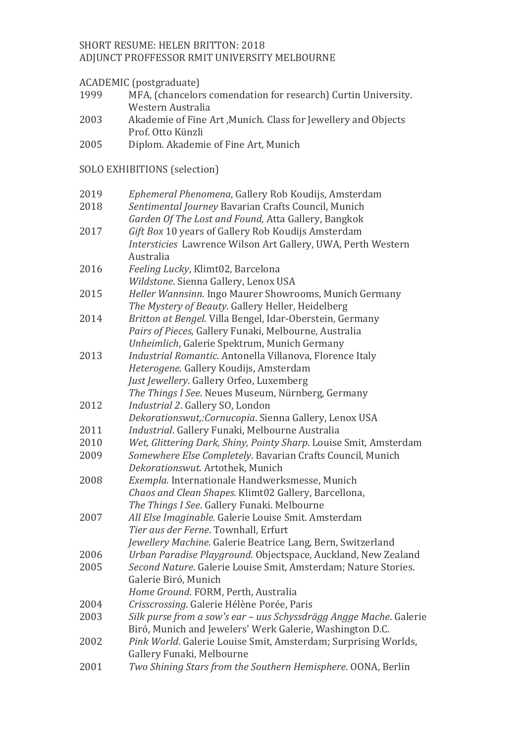SHORT RESUME: HELEN BRITTON: 2018
ADJUNCT PROFFESSOR RMIT UNIVERSITY MELBOURNE

ACADEMIC (postgraduate)

| | |
|---|---|
| 1999 | MFA, (chancelors comendation for research) Curtin University. Western Australia |
| 2003 | Akademie of Fine Art ,Munich. Class for Jewellery and Objects Prof. Otto Künzli |
| 2005 | Diplom. Akademie of Fine Art, Munich |

SOLO EXHIBITIONS (selection)

| | |
|---|---|
| 2019 | *Ephemeral Phenomena*, Gallery Rob Koudijs, Amsterdam |
| 2018 | *Sentimental Journey* Bavarian Crafts Council, Munich |
| | *Garden Of The Lost and Found*, Atta Gallery, Bangkok |
| 2017 | *Gift Box* 10 years of Gallery Rob Koudijs Amsterdam |
| | *Intersticies* Lawrence Wilson Art Gallery, UWA, Perth Western Australia |
| 2016 | *Feeling Lucky*, Klimt02, Barcelona |
| | *Wildstone*. Sienna Gallery, Lenox USA |
| 2015 | *Heller Wannsinn*. Ingo Maurer Showrooms, Munich Germany |
| | *The Mystery of Beauty*. Gallery Heller, Heidelberg |
| 2014 | *Britton at Bengel*. Villa Bengel, Idar-Oberstein, Germany |
| | *Pairs of Pieces*, Gallery Funaki, Melbourne, Australia |
| | *Unheimlich*, Galerie Spektrum, Munich Germany |
| 2013 | *Industrial Romantic*. Antonella Villanova, Florence Italy |
| | *Heterogene*. Gallery Koudijs, Amsterdam |
| | *Just Jewellery*. Gallery Orfeo, Luxemberg |
| | *The Things I See*. Neues Museum, Nürnberg, Germany |
| 2012 | *Industrial 2*. Gallery SO, London |
| | *Dekorationswut,:Cornucopia*. Sienna Gallery, Lenox USA |
| 2011 | *Industrial*. Gallery Funaki, Melbourne Australia |
| 2010 | *Wet, Glittering Dark, Shiny, Pointy Sharp*. Louise Smit, Amsterdam |
| 2009 | *Somewhere Else Completely*. Bavarian Crafts Council, Munich |
| | *Dekorationswut*. Artothek, Munich |
| 2008 | *Exempla*. Internationale Handwerksmesse, Munich |
| | *Chaos and Clean Shapes*. Klimt02 Gallery, Barcellona, |
| | *The Things I See*. Gallery Funaki. Melbourne |
| 2007 | *All Else Imaginable*. Galerie Louise Smit. Amsterdam |
| | *Tier aus der Ferne*. Townhall, Erfurt |
| | *Jewellery Machine*. Galerie Beatrice Lang, Bern, Switzerland |
| 2006 | *Urban Paradise Playground*. Objectspace, Auckland, New Zealand |
| 2005 | *Second Nature*. Galerie Louise Smit, Amsterdam; Nature Stories. Galerie Biró, Munich |
| | *Home Ground*. FORM, Perth, Australia |
| 2004 | *Crisscrossing*. Galerie Hélène Porée, Paris |
| 2003 | *Silk purse from a sow's ear – uus Schyssdrägg Angge Mache*. Galerie Biró, Munich and Jewelers' Werk Galerie, Washington D.C. |
| 2002 | *Pink World*. Galerie Louise Smit, Amsterdam; Surprising Worlds, Gallery Funaki, Melbourne |
| 2001 | *Two Shining Stars from the Southern Hemisphere*. OONA, Berlin |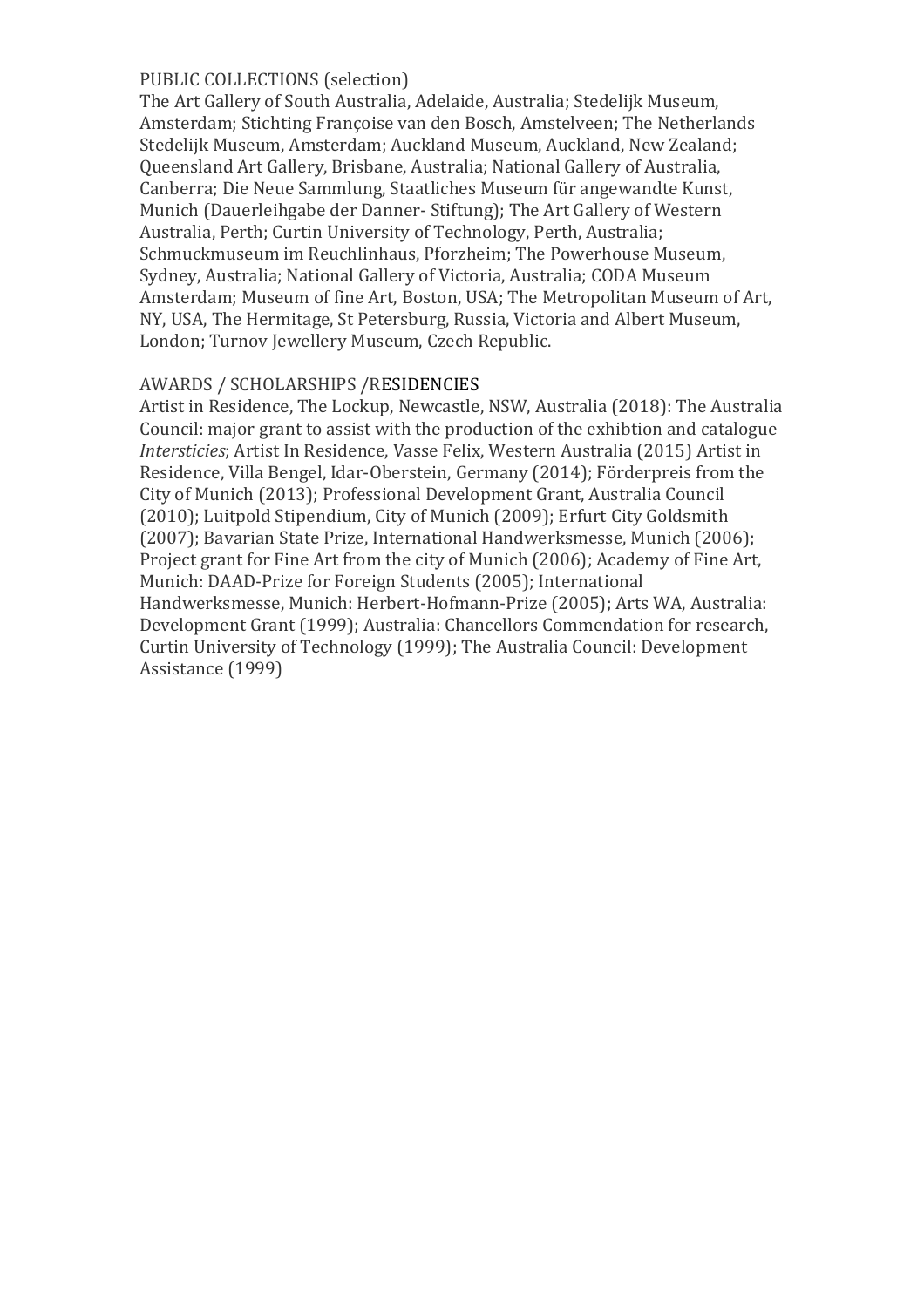PUBLIC COLLECTIONS (selection)

The Art Gallery of South Australia, Adelaide, Australia; Stedelijk Museum, Amsterdam; Stichting Françoise van den Bosch, Amstelveen; The Netherlands Stedelijk Museum, Amsterdam; Auckland Museum, Auckland, New Zealand; Queensland Art Gallery, Brisbane, Australia; National Gallery of Australia, Canberra; Die Neue Sammlung, Staatliches Museum für angewandte Kunst, Munich (Dauerleihgabe der Danner- Stiftung); The Art Gallery of Western Australia, Perth; Curtin University of Technology, Perth, Australia; Schmuckmuseum im Reuchlinhaus, Pforzheim; The Powerhouse Museum, Sydney, Australia; National Gallery of Victoria, Australia; CODA Museum Amsterdam; Museum of fine Art, Boston, USA; The Metropolitan Museum of Art, NY, USA, The Hermitage, St Petersburg, Russia, Victoria and Albert Museum, London; Turnov Jewellery Museum, Czech Republic.

AWARDS / SCHOLARSHIPS /RESIDENCIES

Artist in Residence, The Lockup, Newcastle, NSW, Australia (2018): The Australia Council: major grant to assist with the production of the exhbtion and catalogue *Intersticies*; Artist In Residence, Vasse Felix, Western Australia (2015) Artist in Residence, Villa Bengel, Idar-Oberstein, Germany (2014); Förderpreis from the City of Munich (2013); Professional Development Grant, Australia Council (2010); Luitpold Stipendium, City of Munich (2009); Erfurt City Goldsmith (2007); Bavarian State Prize, International Handwerksmesse, Munich (2006); Project grant for Fine Art from the city of Munich (2006); Academy of Fine Art, Munich: DAAD-Prize for Foreign Students (2005); International Handwerksmesse, Munich: Herbert-Hofmann-Prize (2005); Arts WA, Australia: Development Grant (1999); Australia: Chancellors Commendation for research, Curtin University of Technology (1999); The Australia Council: Development Assistance (1999)